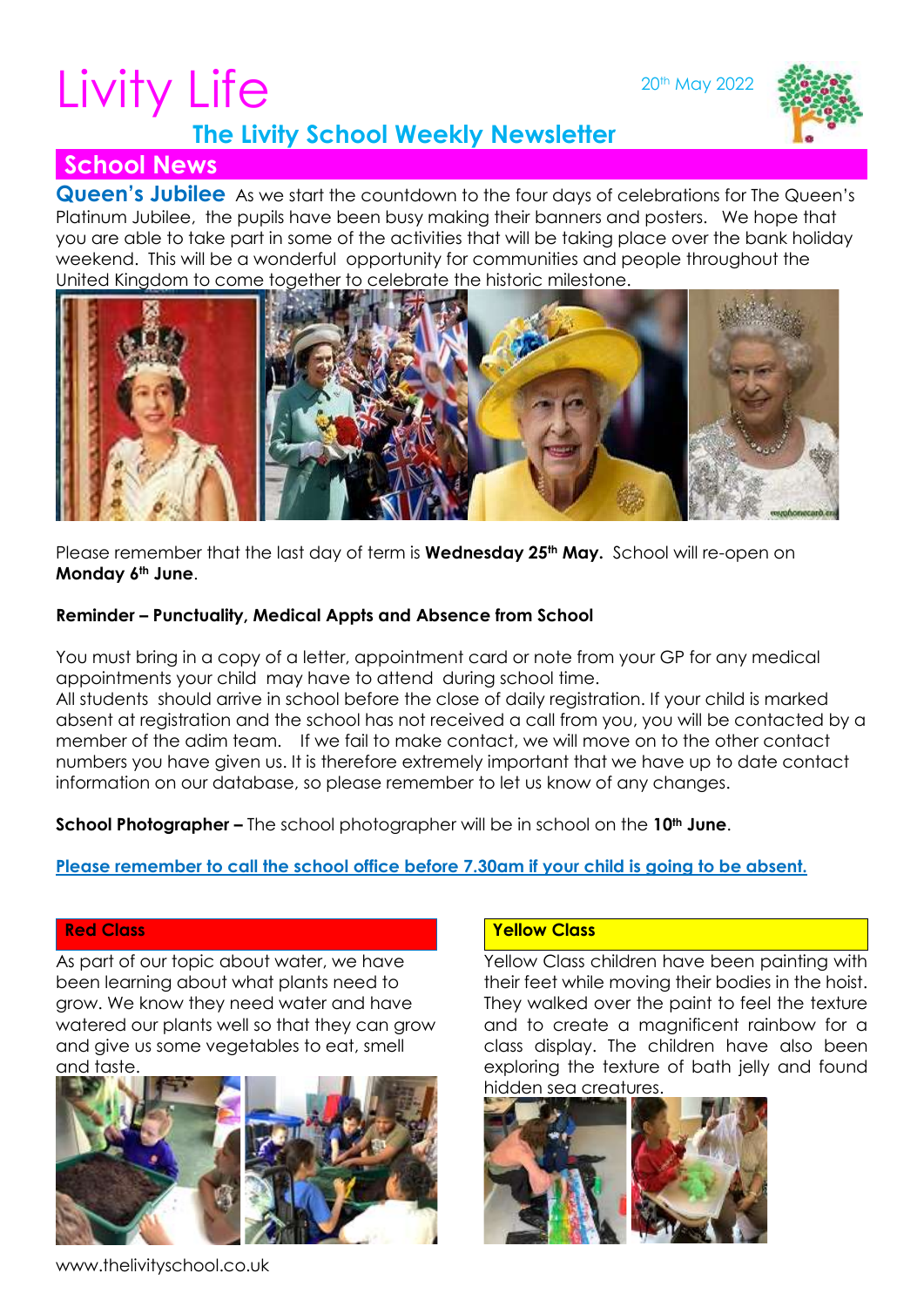# Livity Life

20th May 2022

## The Livity School Weekly Newsletter

## School News

**Queen's Jubilee** As we start the countdown to the four days of celebrations for The Queen's Platinum Jubilee, the pupils have been busy making their banners and posters. We hope that you are able to take part in some of the activities that will be taking place over the bank holiday weekend. This will be a wonderful opportunity for communities and people throughout the United Kingdom to come together to celebrate the historic milestone.

Please remember that the last day of term is **Wednesday 25th May.** School will re-open on **Monday 6th June**.

**Reminder – Punctuality, Medical Appts and Absence from School**

You must bring in a copy of a letter, appointment card or note from your GP for any medical appointments your child may have to attend during school time.
All students should arrive in school before the close of daily registration. If your child is marked absent at registration and the school has not received a call from you, you will be contacted by a member of the adim team. If we fail to make contact, we will move on to the other contact numbers you have given us. It is therefore extremely important that we have up to date contact information on our database, so please remember to let us know of any changes.

**School Photographer –** The school photographer will be in school on the **10th June**.

**Please remember to call the school office before 7.30am if your child is going to be absent.**

### Red Class

As part of our topic about water, we have been learning about what plants need to grow. We know they need water and have watered our plants well so that they can grow and give us some vegetables to eat, smell and taste.

### Yellow Class

Yellow Class children have been painting with their feet while moving their bodies in the hoist. They walked over the paint to feel the texture and to create a magnificent rainbow for a class display. The children have also been exploring the texture of bath jelly and found hidden sea creatures.

www.thelivityschool.co.uk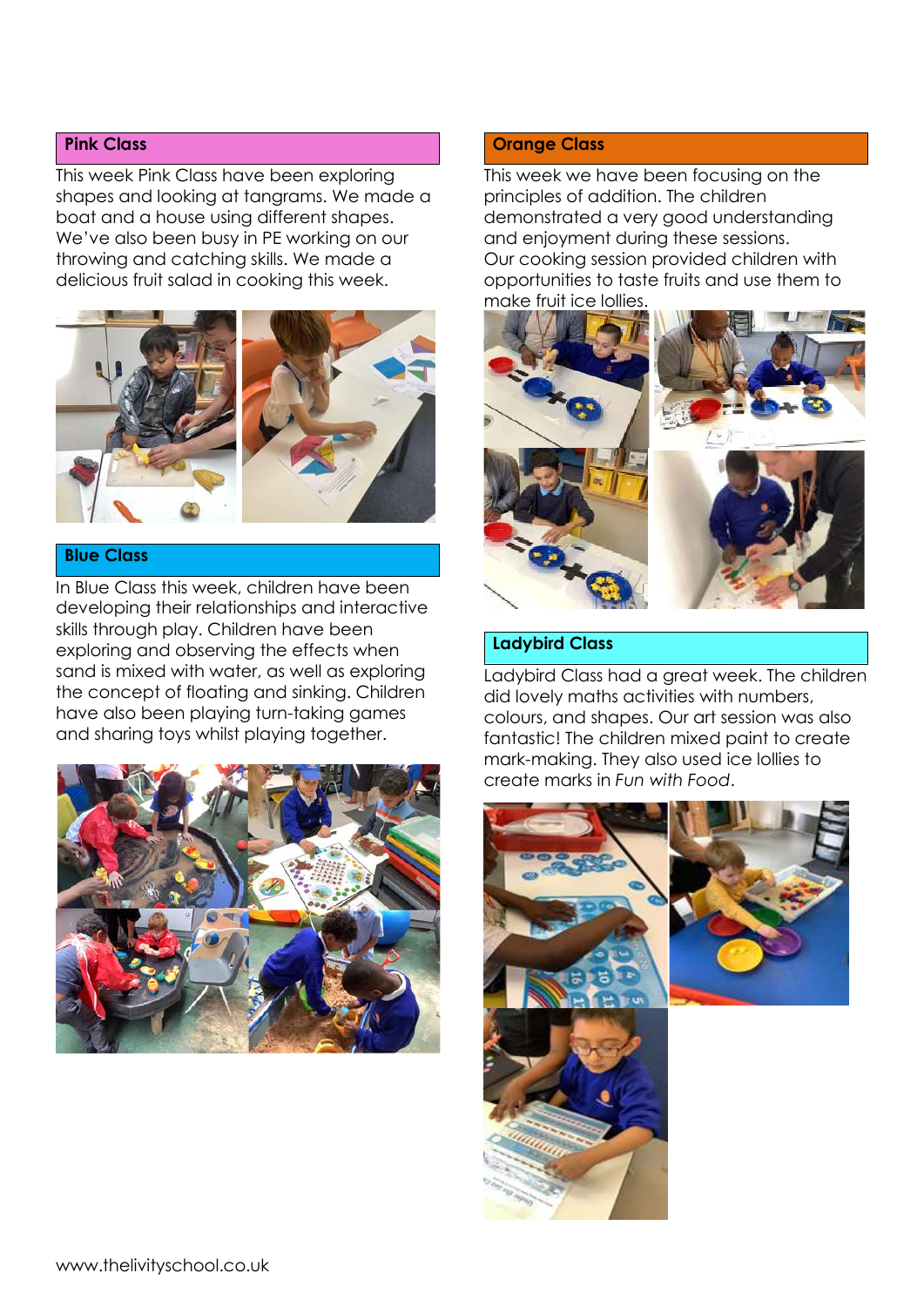## Pink Class

This week Pink Class have been exploring shapes and looking at tangrams. We made a boat and a house using different shapes. We've also been busy in PE working on our throwing and catching skills. We made a delicious fruit salad in cooking this week.

## Blue Class

In Blue Class this week, children have been developing their relationships and interactive skills through play. Children have been exploring and observing the effects when sand is mixed with water, as well as exploring the concept of floating and sinking. Children have also been playing turn-taking games and sharing toys whilst playing together.

## Orange Class

This week we have been focusing on the principles of addition. The children demonstrated a very good understanding and enjoyment during these sessions.
Our cooking session provided children with opportunities to taste fruits and use them to make fruit ice lollies.

## Ladybird Class

Ladybird Class had a great week. The children did lovely maths activities with numbers, colours, and shapes. Our art session was also fantastic! The children mixed paint to create mark-making. They also used ice lollies to create marks in *Fun with Food*.

www.thelivityschool.co.uk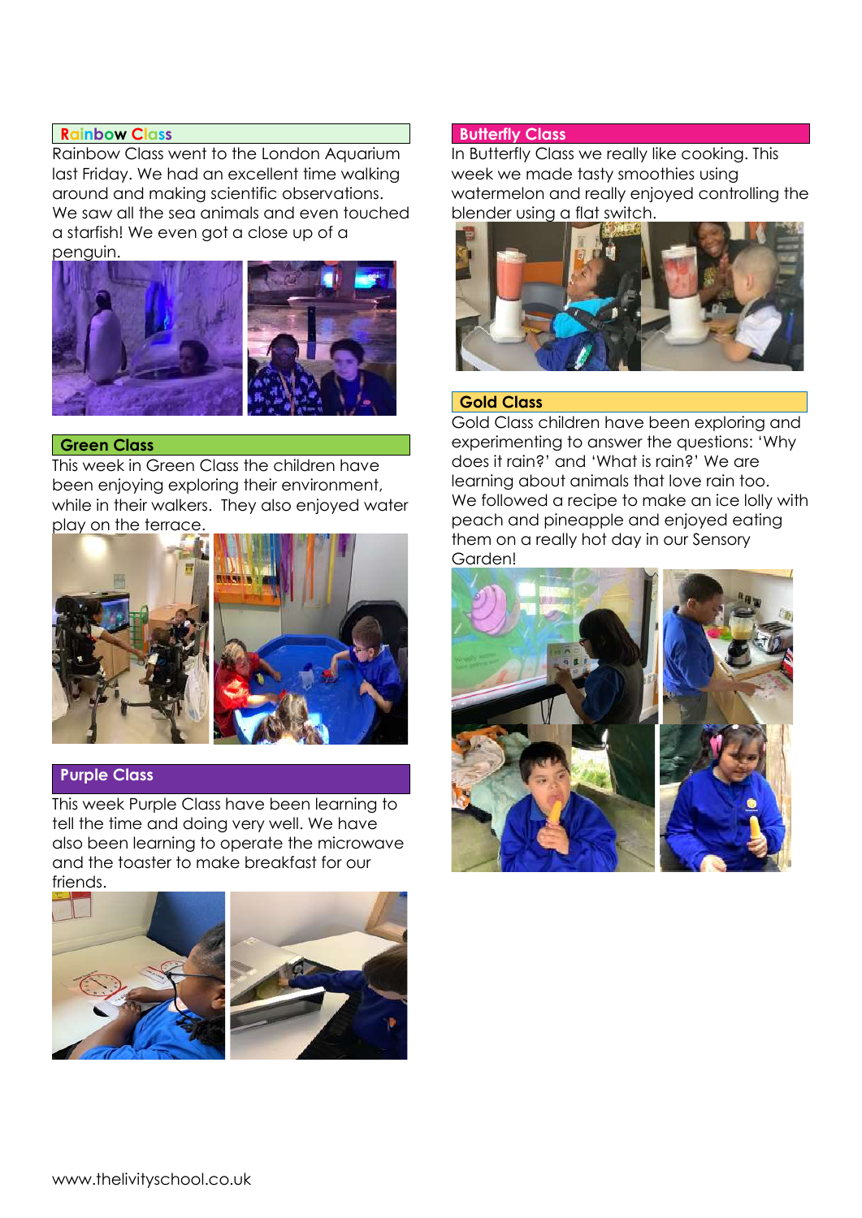## Rainbow Class

Rainbow Class went to the London Aquarium last Friday. We had an excellent time walking around and making scientific observations. We saw all the sea animals and even touched a starfish! We even got a close up of a penguin.

## Green Class

This week in Green Class the children have been enjoying exploring their environment, while in their walkers. They also enjoyed water play on the terrace.

## Purple Class

This week Purple Class have been learning to tell the time and doing very well. We have also been learning to operate the microwave and the toaster to make breakfast for our friends.

## Butterfly Class

In Butterfly Class we really like cooking. This week we made tasty smoothies using watermelon and really enjoyed controlling the blender using a flat switch.

## Gold Class

Gold Class children have been exploring and experimenting to answer the questions: 'Why does it rain?' and 'What is rain?' We are learning about animals that love rain too. We followed a recipe to make an ice lolly with peach and pineapple and enjoyed eating them on a really hot day in our Sensory Garden!

www.thelivityschool.co.uk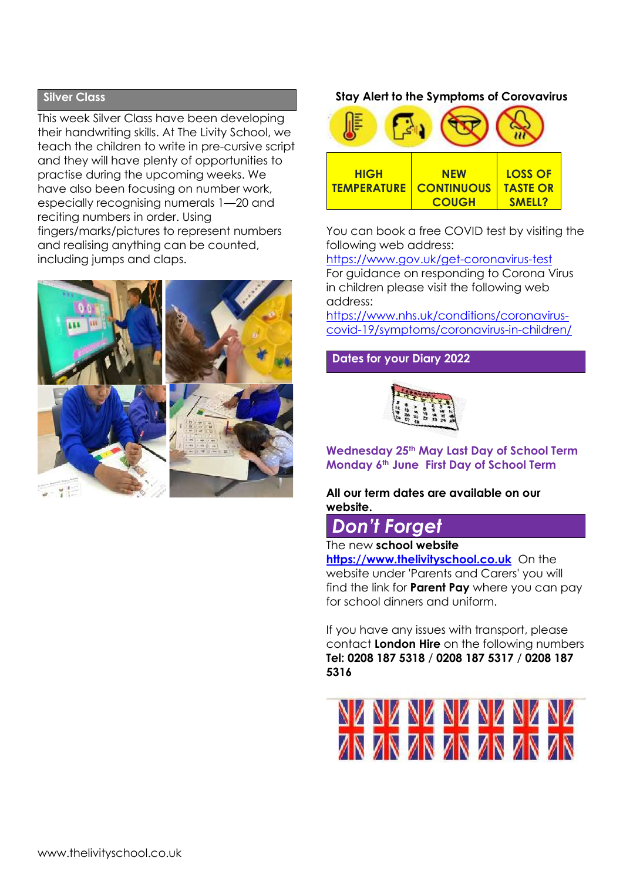## Silver Class

This week Silver Class have been developing their handwriting skills. At The Livity School, we teach the children to write in pre-cursive script and they will have plenty of opportunities to practise during the upcoming weeks. We have also been focusing on number work, especially recognising numerals 1—20 and reciting numbers in order. Using fingers/marks/pictures to represent numbers and realising anything can be counted, including jumps and claps.

**Stay Alert to the Symptoms of Corovavirus**

| | | |
|---|---|---|
| **HIGH TEMPERATURE** | **NEW CONTINUOUS COUGH** | **LOSS OF TASTE OR SMELL?** |

You can book a free COVID test by visiting the following web address:
https://www.gov.uk/get-coronavirus-test
For guidance on responding to Corona Virus in children please visit the following web address:
https://www.nhs.uk/conditions/coronavirus-covid-19/symptoms/coronavirus-in-children/

## Dates for your Diary 2022

**Wednesday 25th May Last Day of School Term**
**Monday 6th June First Day of School Term**

**All our term dates are available on our website.**

## *Don't Forget*

The new **school website**
**https://www.thelivityschool.co.uk** On the website under 'Parents and Carers' you will find the link for **Parent Pay** where you can pay for school dinners and uniform.

If you have any issues with transport, please contact **London Hire** on the following numbers **Tel: 0208 187 5318 / 0208 187 5317 / 0208 187 5316**